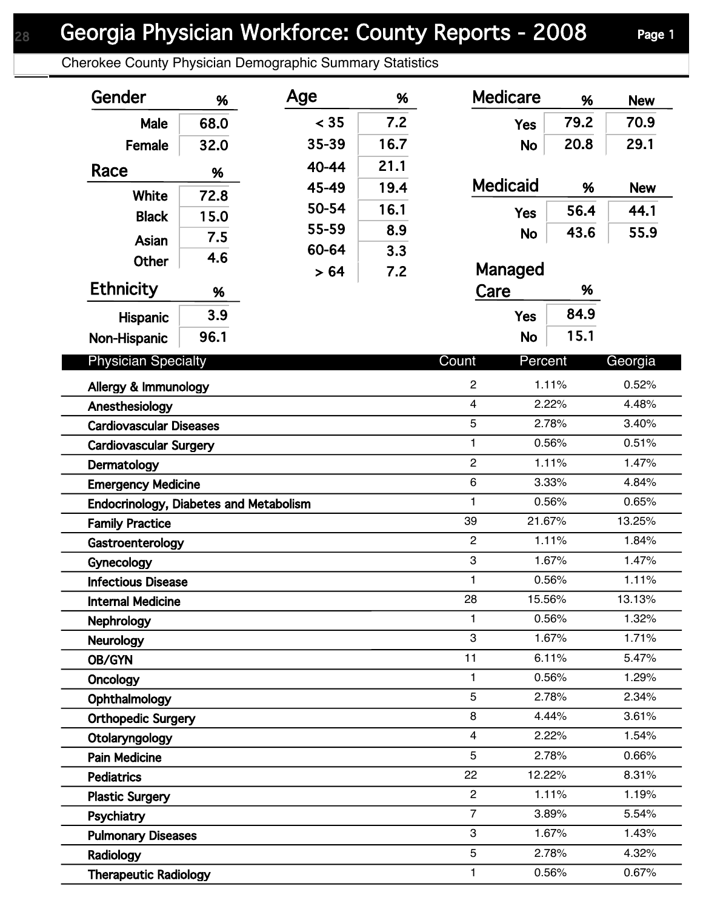# Georgia Physician Workforce: County Reports - 2008

Cherokee County Physician Demographic Summary Statistics

| Gender | % |
|---|---|
| Male | 68.0 |
| Female | 32.0 |

| Race | % |
|---|---|
| White | 72.8 |
| Black | 15.0 |
| Asian | 7.5 |
| Other | 4.6 |

| Ethnicity | % |
|---|---|
| Hispanic | 3.9 |
| Non-Hispanic | 96.1 |

| Age | % |
|---|---|
| < 35 | 7.2 |
| 35-39 | 16.7 |
| 40-44 | 21.1 |
| 45-49 | 19.4 |
| 50-54 | 16.1 |
| 55-59 | 8.9 |
| 60-64 | 3.3 |
| > 64 | 7.2 |

| Medicare | % | New |
|---|---|---|
| Yes | 79.2 | 70.9 |
| No | 20.8 | 29.1 |

| Medicaid | % | New |
|---|---|---|
| Yes | 56.4 | 44.1 |
| No | 43.6 | 55.9 |

| Managed Care | % |
|---|---|
| Yes | 84.9 |
| No | 15.1 |

| Physician Specialty | Count | Percent | Georgia |
|---|---|---|---|
| Allergy & Immunology | 2 | 1.11% | 0.52% |
| Anesthesiology | 4 | 2.22% | 4.48% |
| Cardiovascular Diseases | 5 | 2.78% | 3.40% |
| Cardiovascular Surgery | 1 | 0.56% | 0.51% |
| Dermatology | 2 | 1.11% | 1.47% |
| Emergency Medicine | 6 | 3.33% | 4.84% |
| Endocrinology, Diabetes and Metabolism | 1 | 0.56% | 0.65% |
| Family Practice | 39 | 21.67% | 13.25% |
| Gastroenterology | 2 | 1.11% | 1.84% |
| Gynecology | 3 | 1.67% | 1.47% |
| Infectious Disease | 1 | 0.56% | 1.11% |
| Internal Medicine | 28 | 15.56% | 13.13% |
| Nephrology | 1 | 0.56% | 1.32% |
| Neurology | 3 | 1.67% | 1.71% |
| OB/GYN | 11 | 6.11% | 5.47% |
| Oncology | 1 | 0.56% | 1.29% |
| Ophthalmology | 5 | 2.78% | 2.34% |
| Orthopedic Surgery | 8 | 4.44% | 3.61% |
| Otolaryngology | 4 | 2.22% | 1.54% |
| Pain Medicine | 5 | 2.78% | 0.66% |
| Pediatrics | 22 | 12.22% | 8.31% |
| Plastic Surgery | 2 | 1.11% | 1.19% |
| Psychiatry | 7 | 3.89% | 5.54% |
| Pulmonary Diseases | 3 | 1.67% | 1.43% |
| Radiology | 5 | 2.78% | 4.32% |
| Therapeutic Radiology | 1 | 0.56% | 0.67% |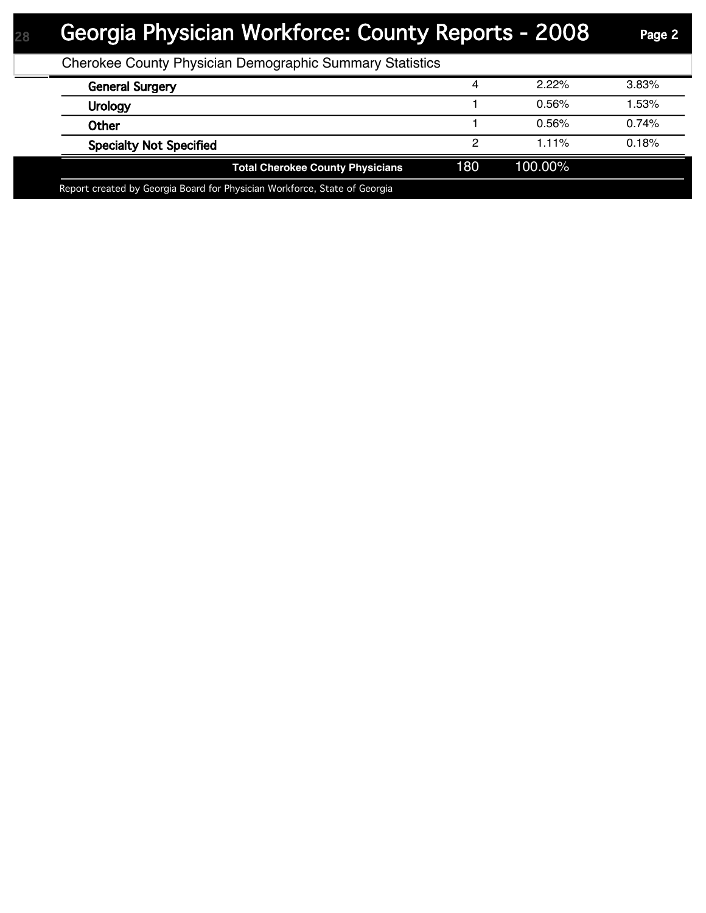Cherokee County Physician Demographic Summary Statistics

| | | | |
|---|---|---|---|
| **General Surgery** | 4 | 2.22% | 3.83% |
| **Urology** | 1 | 0.56% | 1.53% |
| **Other** | 1 | 0.56% | 0.74% |
| **Specialty Not Specified** | 2 | 1.11% | 0.18% |
| **Total Cherokee County Physicians** | 180 | 100.00% | |

Report created by Georgia Board for Physician Workforce, State of Georgia